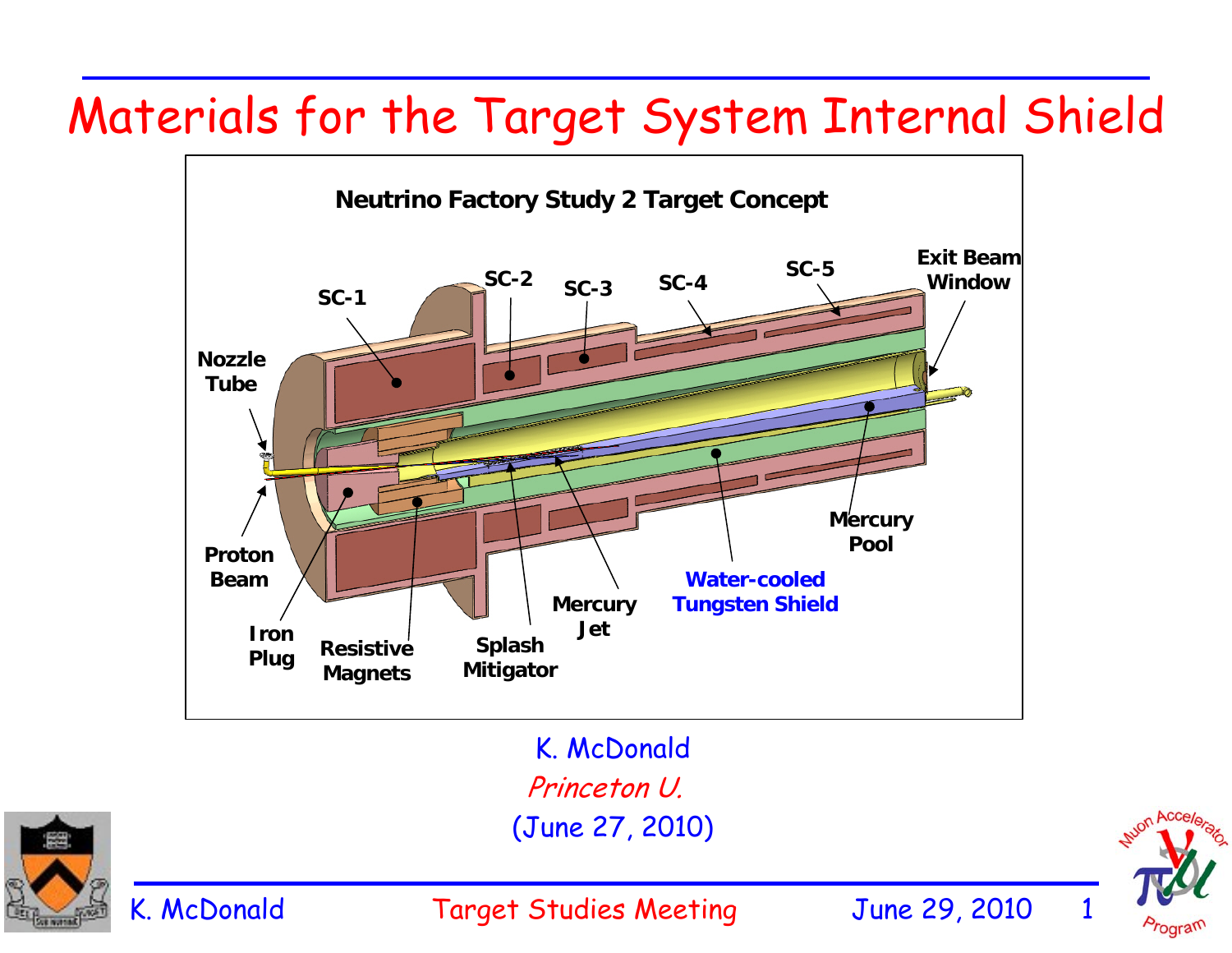# Materials for the Target System Internal Shield

**Neutrino Factory Study 2 Target Concept**

SC-1, SC-2, SC-3, SC-4, SC-5, Exit Beam Window, Nozzle Tube, Proton Beam, Iron Plug, Resistive Magnets, Splash Mitigator, Mercury Jet, Water-cooled Tungsten Shield, Mercury Pool

K. McDonald

*Princeton U.*

(June 27, 2010)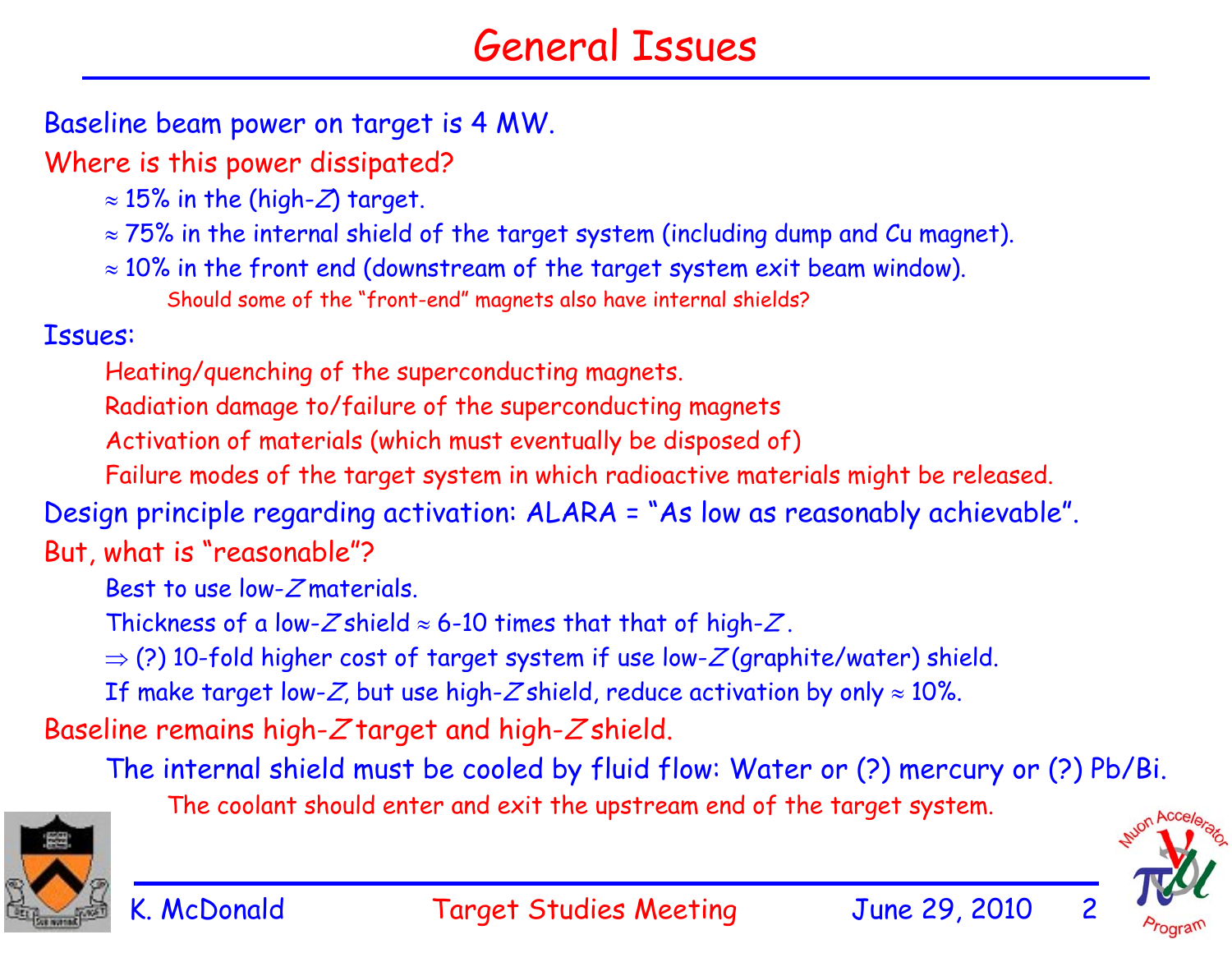# General Issues

Baseline beam power on target is 4 MW.

Where is this power dissipated?

- ≈ 15% in the (high-$Z$) target.
- ≈ 75% in the internal shield of the target system (including dump and Cu magnet).
- ≈ 10% in the front end (downstream of the target system exit beam window).
  - Should some of the "front-end" magnets also have internal shields?

Issues:

- Heating/quenching of the superconducting magnets.
- Radiation damage to/failure of the superconducting magnets
- Activation of materials (which must eventually be disposed of)
- Failure modes of the target system in which radioactive materials might be released.

Design principle regarding activation: ALARA = "As low as reasonably achievable".

But, what is "reasonable"?

- Best to use low-$Z$ materials.
- Thickness of a low-$Z$ shield ≈ 6-10 times that that of high-$Z$.
- ⇒ (?) 10-fold higher cost of target system if use low-$Z$ (graphite/water) shield.
- If make target low-$Z$, but use high-$Z$ shield, reduce activation by only ≈ 10%.

Baseline remains high-$Z$ target and high-$Z$ shield.

- The internal shield must be cooled by fluid flow: Water or (?) mercury or (?) Pb/Bi.
  - The coolant should enter and exit the upstream end of the target system.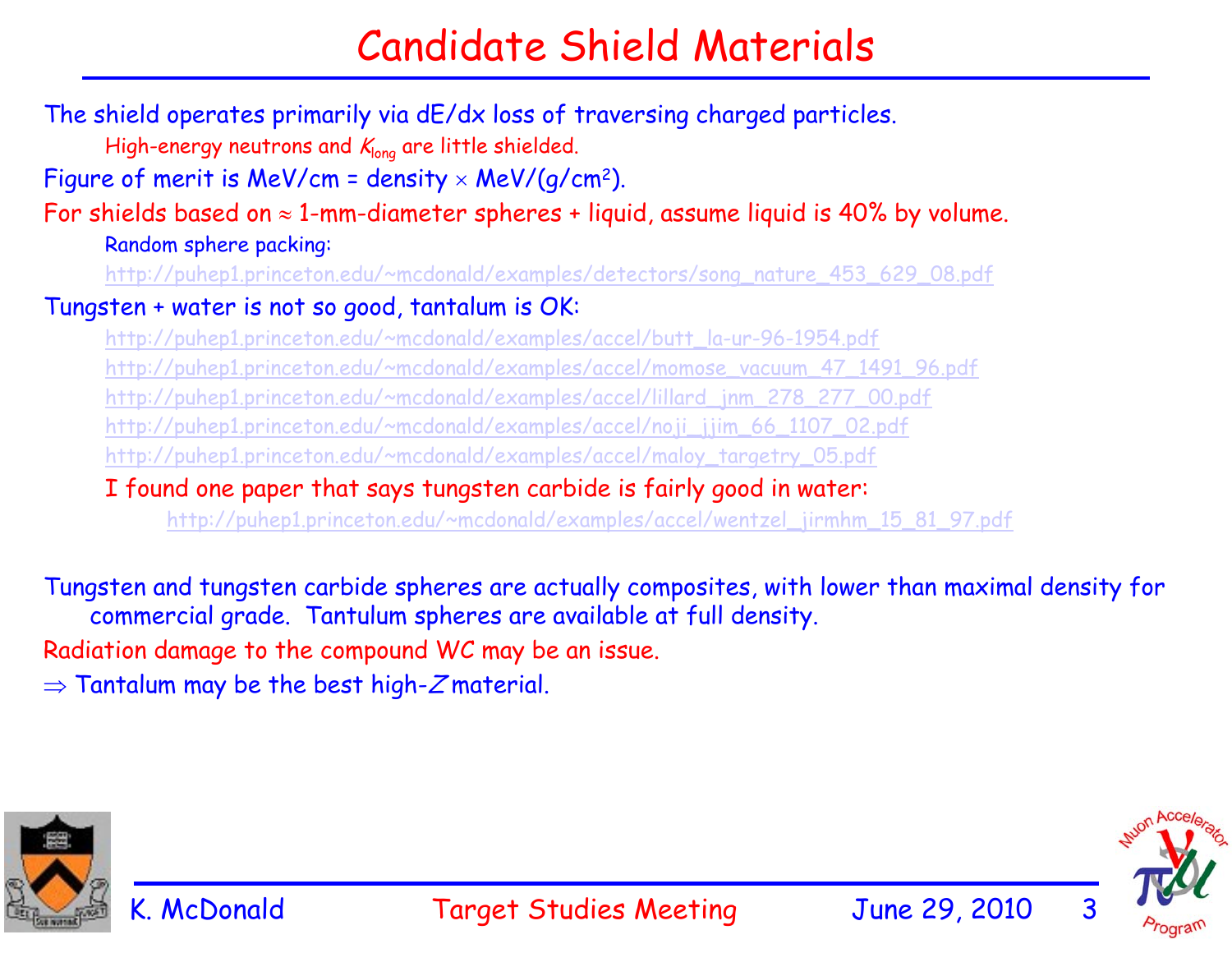# Candidate Shield Materials

The shield operates primarily via dE/dx loss of traversing charged particles.

High-energy neutrons and $K_{long}$ are little shielded.

Figure of merit is MeV/cm = density × MeV/(g/cm$^2$).

For shields based on ≈ 1-mm-diameter spheres + liquid, assume liquid is 40% by volume.

Random sphere packing:

http://puhep1.princeton.edu/~mcdonald/examples/detectors/song_nature_453_629_08.pdf

Tungsten + water is not so good, tantalum is OK:

http://puhep1.princeton.edu/~mcdonald/examples/accel/butt_la-ur-96-1954.pdf
http://puhep1.princeton.edu/~mcdonald/examples/accel/momose_vacuum_47_1491_96.pdf
http://puhep1.princeton.edu/~mcdonald/examples/accel/lillard_jnm_278_277_00.pdf
http://puhep1.princeton.edu/~mcdonald/examples/accel/noji_jjim_66_1107_02.pdf
http://puhep1.princeton.edu/~mcdonald/examples/accel/maloy_targetry_05.pdf

I found one paper that says tungsten carbide is fairly good in water:

http://puhep1.princeton.edu/~mcdonald/examples/accel/wentzel_jirmhm_15_81_97.pdf

Tungsten and tungsten carbide spheres are actually composites, with lower than maximal density for commercial grade. Tantulum spheres are available at full density.

Radiation damage to the compound WC may be an issue.

⇒ Tantalum may be the best high-$Z$ material.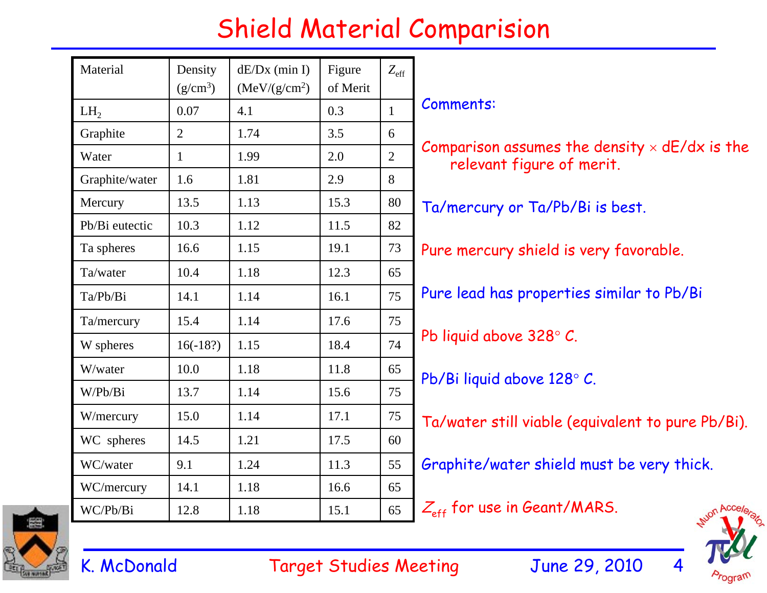# Shield Material Comparision

| Material | Density ($g/cm^3$) | dE/Dx (min I) ($MeV/(g/cm^2)$) | Figure of Merit | $Z_{eff}$ |
|---|---|---|---|---|
| $LH_2$ | 0.07 | 4.1 | 0.3 | 1 |
| Graphite | 2 | 1.74 | 3.5 | 6 |
| Water | 1 | 1.99 | 2.0 | 2 |
| Graphite/water | 1.6 | 1.81 | 2.9 | 8 |
| Mercury | 13.5 | 1.13 | 15.3 | 80 |
| Pb/Bi eutectic | 10.3 | 1.12 | 11.5 | 82 |
| Ta spheres | 16.6 | 1.15 | 19.1 | 73 |
| Ta/water | 10.4 | 1.18 | 12.3 | 65 |
| Ta/Pb/Bi | 14.1 | 1.14 | 16.1 | 75 |
| Ta/mercury | 15.4 | 1.14 | 17.6 | 75 |
| W spheres | 16(-18?) | 1.15 | 18.4 | 74 |
| W/water | 10.0 | 1.18 | 11.8 | 65 |
| W/Pb/Bi | 13.7 | 1.14 | 15.6 | 75 |
| W/mercury | 15.0 | 1.14 | 17.1 | 75 |
| WC spheres | 14.5 | 1.21 | 17.5 | 60 |
| WC/water | 9.1 | 1.24 | 11.3 | 55 |
| WC/mercury | 14.1 | 1.18 | 16.6 | 65 |
| WC/Pb/Bi | 12.8 | 1.18 | 15.1 | 65 |

Comments:

Comparison assumes the density × dE/dx is the relevant figure of merit.

Ta/mercury or Ta/Pb/Bi is best.

Pure mercury shield is very favorable.

Pure lead has properties similar to Pb/Bi

Pb liquid above 328° C.

Pb/Bi liquid above 128° C.

Ta/water still viable (equivalent to pure Pb/Bi).

Graphite/water shield must be very thick.

$Z_{eff}$ for use in Geant/MARS.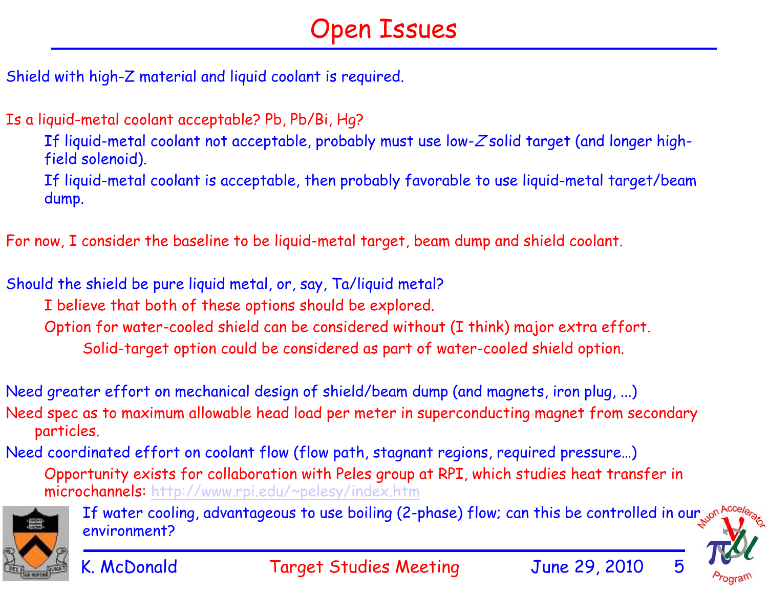# Open Issues

Shield with high-Z material and liquid coolant is required.

Is a liquid-metal coolant acceptable? Pb, Pb/Bi, Hg?

- If liquid-metal coolant not acceptable, probably must use low-*Z* solid target (and longer high-field solenoid).
- If liquid-metal coolant is acceptable, then probably favorable to use liquid-metal target/beam dump.

For now, I consider the baseline to be liquid-metal target, beam dump and shield coolant.

Should the shield be pure liquid metal, or, say, Ta/liquid metal?

- I believe that both of these options should be explored.
- Option for water-cooled shield can be considered without (I think) major extra effort.
  - Solid-target option could be considered as part of water-cooled shield option.

Need greater effort on mechanical design of shield/beam dump (and magnets, iron plug, ...)

Need spec as to maximum allowable head load per meter in superconducting magnet from secondary particles.

Need coordinated effort on coolant flow (flow path, stagnant regions, required pressure…)

- Opportunity exists for collaboration with Peles group at RPI, which studies heat transfer in microchannels: http://www.rpi.edu/~pelesy/index.htm
- If water cooling, advantageous to use boiling (2-phase) flow; can this be controlled in our environment?